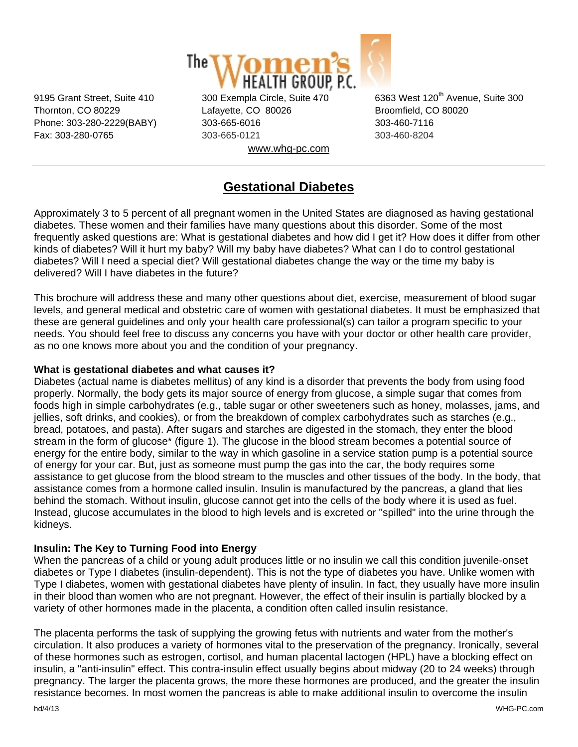# The Women's Health Group, P.C.

9195 Grant Street, Suite 410
Thornton, CO 80229
Phone: 303-280-2229(BABY)
Fax: 303-280-0765

300 Exempla Circle, Suite 470
Lafayette, CO 80026
303-665-6016
303-665-0121

6363 West 120th Avenue, Suite 300
Broomfield, CO 80020
303-460-7116
303-460-8204

www.whg-pc.com

---

## Gestational Diabetes

Approximately 3 to 5 percent of all pregnant women in the United States are diagnosed as having gestational diabetes. These women and their families have many questions about this disorder. Some of the most frequently asked questions are: What is gestational diabetes and how did I get it? How does it differ from other kinds of diabetes? Will it hurt my baby? Will my baby have diabetes? What can I do to control gestational diabetes? Will I need a special diet? Will gestational diabetes change the way or the time my baby is delivered? Will I have diabetes in the future?

This brochure will address these and many other questions about diet, exercise, measurement of blood sugar levels, and general medical and obstetric care of women with gestational diabetes. It must be emphasized that these are general guidelines and only your health care professional(s) can tailor a program specific to your needs. You should feel free to discuss any concerns you have with your doctor or other health care provider, as no one knows more about you and the condition of your pregnancy.

**What is gestational diabetes and what causes it?**

Diabetes (actual name is diabetes mellitus) of any kind is a disorder that prevents the body from using food properly. Normally, the body gets its major source of energy from glucose, a simple sugar that comes from foods high in simple carbohydrates (e.g., table sugar or other sweeteners such as honey, molasses, jams, and jellies, soft drinks, and cookies), or from the breakdown of complex carbohydrates such as starches (e.g., bread, potatoes, and pasta). After sugars and starches are digested in the stomach, they enter the blood stream in the form of glucose* (figure 1). The glucose in the blood stream becomes a potential source of energy for the entire body, similar to the way in which gasoline in a service station pump is a potential source of energy for your car. But, just as someone must pump the gas into the car, the body requires some assistance to get glucose from the blood stream to the muscles and other tissues of the body. In the body, that assistance comes from a hormone called insulin. Insulin is manufactured by the pancreas, a gland that lies behind the stomach. Without insulin, glucose cannot get into the cells of the body where it is used as fuel. Instead, glucose accumulates in the blood to high levels and is excreted or "spilled" into the urine through the kidneys.

**Insulin: The Key to Turning Food into Energy**

When the pancreas of a child or young adult produces little or no insulin we call this condition juvenile-onset diabetes or Type I diabetes (insulin-dependent). This is not the type of diabetes you have. Unlike women with Type I diabetes, women with gestational diabetes have plenty of insulin. In fact, they usually have more insulin in their blood than women who are not pregnant. However, the effect of their insulin is partially blocked by a variety of other hormones made in the placenta, a condition often called insulin resistance.

The placenta performs the task of supplying the growing fetus with nutrients and water from the mother's circulation. It also produces a variety of hormones vital to the preservation of the pregnancy. Ironically, several of these hormones such as estrogen, cortisol, and human placental lactogen (HPL) have a blocking effect on insulin, a "anti-insulin" effect. This contra-insulin effect usually begins about midway (20 to 24 weeks) through pregnancy. The larger the placenta grows, the more these hormones are produced, and the greater the insulin resistance becomes. In most women the pancreas is able to make additional insulin to overcome the insulin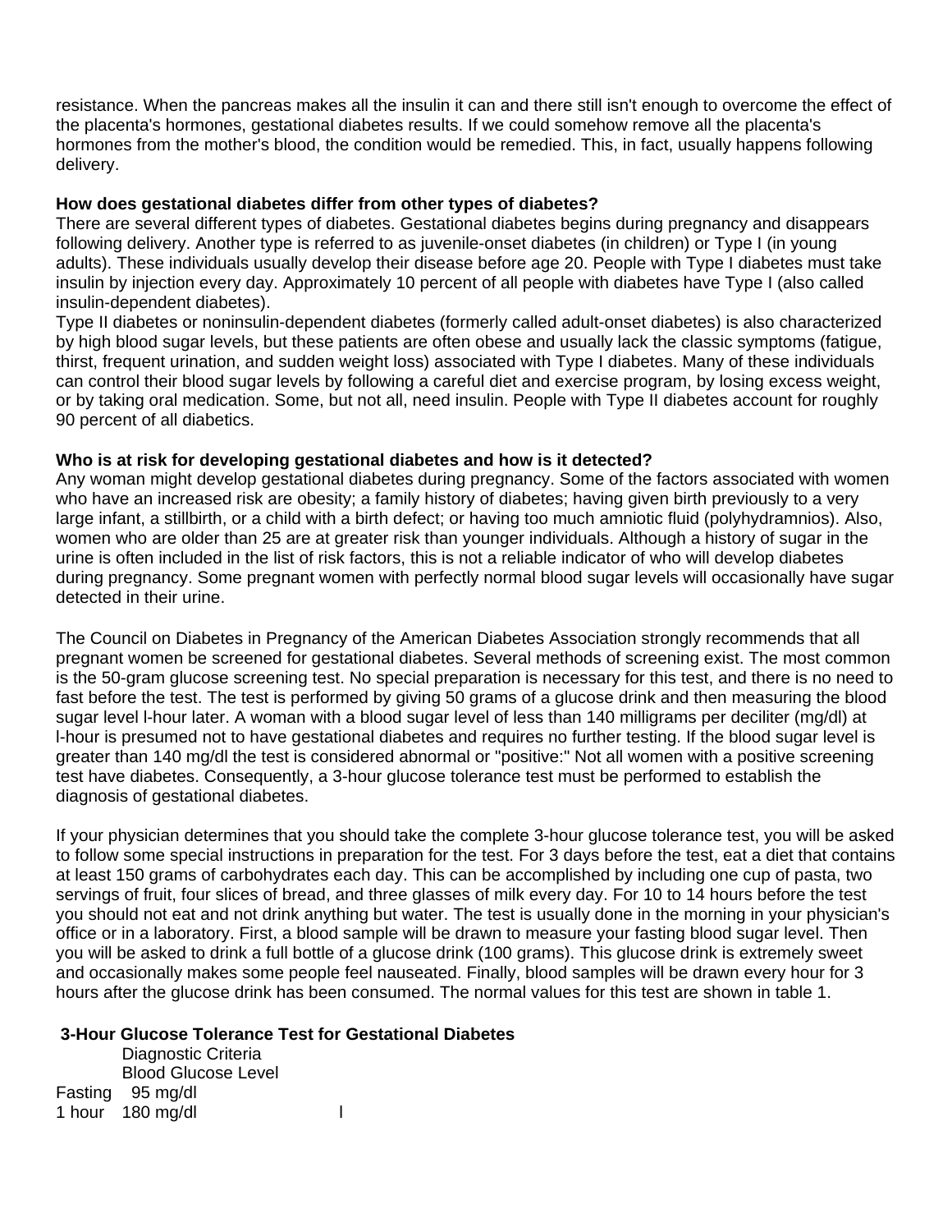resistance. When the pancreas makes all the insulin it can and there still isn't enough to overcome the effect of the placenta's hormones, gestational diabetes results. If we could somehow remove all the placenta's hormones from the mother's blood, the condition would be remedied. This, in fact, usually happens following delivery.

**How does gestational diabetes differ from other types of diabetes?**

There are several different types of diabetes. Gestational diabetes begins during pregnancy and disappears following delivery. Another type is referred to as juvenile-onset diabetes (in children) or Type I (in young adults). These individuals usually develop their disease before age 20. People with Type I diabetes must take insulin by injection every day. Approximately 10 percent of all people with diabetes have Type I (also called insulin-dependent diabetes).

Type II diabetes or noninsulin-dependent diabetes (formerly called adult-onset diabetes) is also characterized by high blood sugar levels, but these patients are often obese and usually lack the classic symptoms (fatigue, thirst, frequent urination, and sudden weight loss) associated with Type I diabetes. Many of these individuals can control their blood sugar levels by following a careful diet and exercise program, by losing excess weight, or by taking oral medication. Some, but not all, need insulin. People with Type II diabetes account for roughly 90 percent of all diabetics.

**Who is at risk for developing gestational diabetes and how is it detected?**

Any woman might develop gestational diabetes during pregnancy. Some of the factors associated with women who have an increased risk are obesity; a family history of diabetes; having given birth previously to a very large infant, a stillbirth, or a child with a birth defect; or having too much amniotic fluid (polyhydramnios). Also, women who are older than 25 are at greater risk than younger individuals. Although a history of sugar in the urine is often included in the list of risk factors, this is not a reliable indicator of who will develop diabetes during pregnancy. Some pregnant women with perfectly normal blood sugar levels will occasionally have sugar detected in their urine.

The Council on Diabetes in Pregnancy of the American Diabetes Association strongly recommends that all pregnant women be screened for gestational diabetes. Several methods of screening exist. The most common is the 50-gram glucose screening test. No special preparation is necessary for this test, and there is no need to fast before the test. The test is performed by giving 50 grams of a glucose drink and then measuring the blood sugar level l-hour later. A woman with a blood sugar level of less than 140 milligrams per deciliter (mg/dl) at l-hour is presumed not to have gestational diabetes and requires no further testing. If the blood sugar level is greater than 140 mg/dl the test is considered abnormal or "positive:" Not all women with a positive screening test have diabetes. Consequently, a 3-hour glucose tolerance test must be performed to establish the diagnosis of gestational diabetes.

If your physician determines that you should take the complete 3-hour glucose tolerance test, you will be asked to follow some special instructions in preparation for the test. For 3 days before the test, eat a diet that contains at least 150 grams of carbohydrates each day. This can be accomplished by including one cup of pasta, two servings of fruit, four slices of bread, and three glasses of milk every day. For 10 to 14 hours before the test you should not eat and not drink anything but water. The test is usually done in the morning in your physician's office or in a laboratory. First, a blood sample will be drawn to measure your fasting blood sugar level. Then you will be asked to drink a full bottle of a glucose drink (100 grams). This glucose drink is extremely sweet and occasionally makes some people feel nauseated. Finally, blood samples will be drawn every hour for 3 hours after the glucose drink has been consumed. The normal values for this test are shown in table 1.

**3-Hour Glucose Tolerance Test for Gestational Diabetes**

| | Diagnostic Criteria Blood Glucose Level |
|---|---|
| Fasting | 95 mg/dl |
| 1 hour | 180 mg/dl |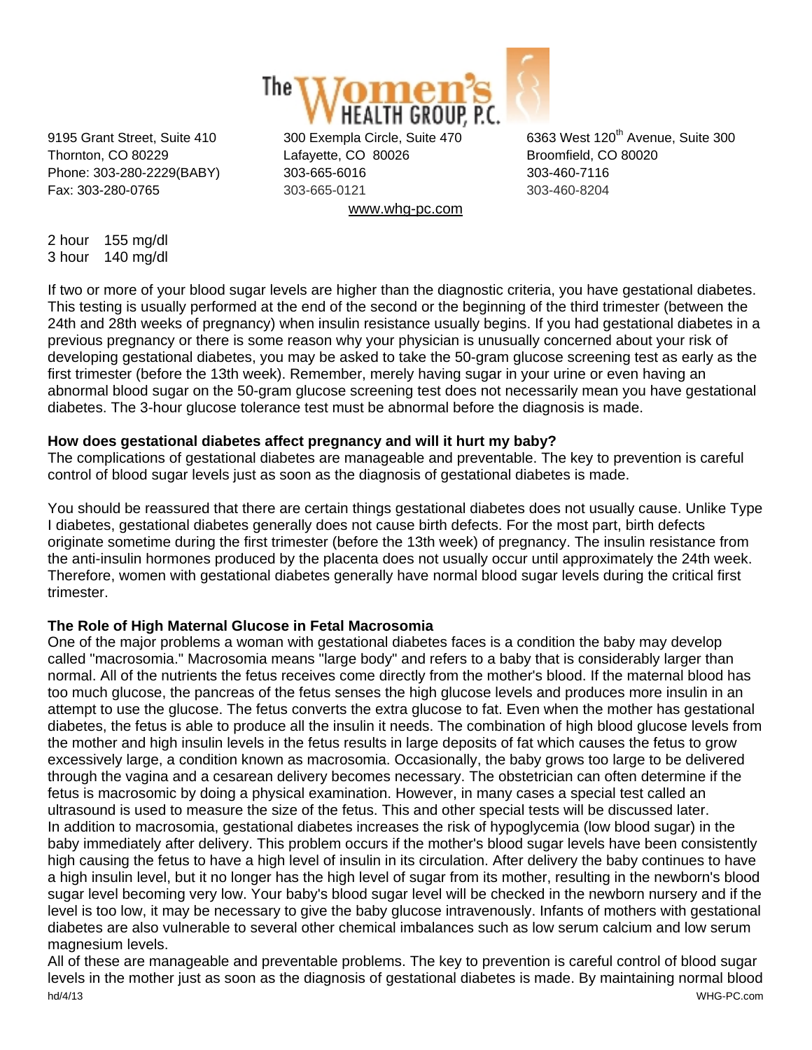2 hour 155 mg/dl
3 hour 140 mg/dl

If two or more of your blood sugar levels are higher than the diagnostic criteria, you have gestational diabetes. This testing is usually performed at the end of the second or the beginning of the third trimester (between the 24th and 28th weeks of pregnancy) when insulin resistance usually begins. If you had gestational diabetes in a previous pregnancy or there is some reason why your physician is unusually concerned about your risk of developing gestational diabetes, you may be asked to take the 50-gram glucose screening test as early as the first trimester (before the 13th week). Remember, merely having sugar in your urine or even having an abnormal blood sugar on the 50-gram glucose screening test does not necessarily mean you have gestational diabetes. The 3-hour glucose tolerance test must be abnormal before the diagnosis is made.

**How does gestational diabetes affect pregnancy and will it hurt my baby?**

The complications of gestational diabetes are manageable and preventable. The key to prevention is careful control of blood sugar levels just as soon as the diagnosis of gestational diabetes is made.

You should be reassured that there are certain things gestational diabetes does not usually cause. Unlike Type I diabetes, gestational diabetes generally does not cause birth defects. For the most part, birth defects originate sometime during the first trimester (before the 13th week) of pregnancy. The insulin resistance from the anti-insulin hormones produced by the placenta does not usually occur until approximately the 24th week. Therefore, women with gestational diabetes generally have normal blood sugar levels during the critical first trimester.

**The Role of High Maternal Glucose in Fetal Macrosomia**

One of the major problems a woman with gestational diabetes faces is a condition the baby may develop called "macrosomia." Macrosomia means "large body" and refers to a baby that is considerably larger than normal. All of the nutrients the fetus receives come directly from the mother's blood. If the maternal blood has too much glucose, the pancreas of the fetus senses the high glucose levels and produces more insulin in an attempt to use the glucose. The fetus converts the extra glucose to fat. Even when the mother has gestational diabetes, the fetus is able to produce all the insulin it needs. The combination of high blood glucose levels from the mother and high insulin levels in the fetus results in large deposits of fat which causes the fetus to grow excessively large, a condition known as macrosomia. Occasionally, the baby grows too large to be delivered through the vagina and a cesarean delivery becomes necessary. The obstetrician can often determine if the fetus is macrosomic by doing a physical examination. However, in many cases a special test called an ultrasound is used to measure the size of the fetus. This and other special tests will be discussed later.

In addition to macrosomia, gestational diabetes increases the risk of hypoglycemia (low blood sugar) in the baby immediately after delivery. This problem occurs if the mother's blood sugar levels have been consistently high causing the fetus to have a high level of insulin in its circulation. After delivery the baby continues to have a high insulin level, but it no longer has the high level of sugar from its mother, resulting in the newborn's blood sugar level becoming very low. Your baby's blood sugar level will be checked in the newborn nursery and if the level is too low, it may be necessary to give the baby glucose intravenously. Infants of mothers with gestational diabetes are also vulnerable to several other chemical imbalances such as low serum calcium and low serum magnesium levels.

All of these are manageable and preventable problems. The key to prevention is careful control of blood sugar levels in the mother just as soon as the diagnosis of gestational diabetes is made. By maintaining normal blood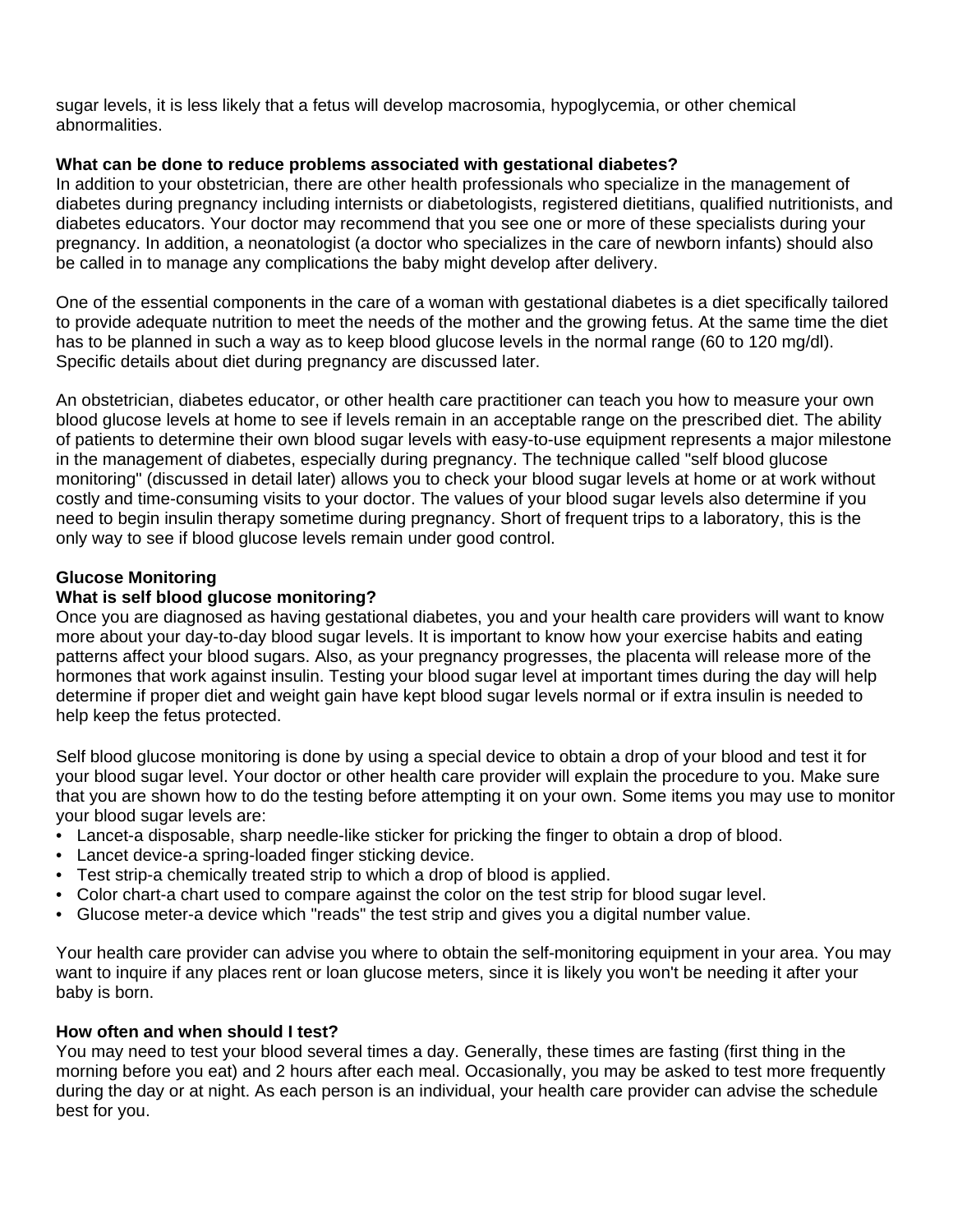sugar levels, it is less likely that a fetus will develop macrosomia, hypoglycemia, or other chemical abnormalities.

**What can be done to reduce problems associated with gestational diabetes?**

In addition to your obstetrician, there are other health professionals who specialize in the management of diabetes during pregnancy including internists or diabetologists, registered dietitians, qualified nutritionists, and diabetes educators. Your doctor may recommend that you see one or more of these specialists during your pregnancy. In addition, a neonatologist (a doctor who specializes in the care of newborn infants) should also be called in to manage any complications the baby might develop after delivery.

One of the essential components in the care of a woman with gestational diabetes is a diet specifically tailored to provide adequate nutrition to meet the needs of the mother and the growing fetus. At the same time the diet has to be planned in such a way as to keep blood glucose levels in the normal range (60 to 120 mg/dl). Specific details about diet during pregnancy are discussed later.

An obstetrician, diabetes educator, or other health care practitioner can teach you how to measure your own blood glucose levels at home to see if levels remain in an acceptable range on the prescribed diet. The ability of patients to determine their own blood sugar levels with easy-to-use equipment represents a major milestone in the management of diabetes, especially during pregnancy. The technique called "self blood glucose monitoring" (discussed in detail later) allows you to check your blood sugar levels at home or at work without costly and time-consuming visits to your doctor. The values of your blood sugar levels also determine if you need to begin insulin therapy sometime during pregnancy. Short of frequent trips to a laboratory, this is the only way to see if blood glucose levels remain under good control.

## Glucose Monitoring

**What is self blood glucose monitoring?**

Once you are diagnosed as having gestational diabetes, you and your health care providers will want to know more about your day-to-day blood sugar levels. It is important to know how your exercise habits and eating patterns affect your blood sugars. Also, as your pregnancy progresses, the placenta will release more of the hormones that work against insulin. Testing your blood sugar level at important times during the day will help determine if proper diet and weight gain have kept blood sugar levels normal or if extra insulin is needed to help keep the fetus protected.

Self blood glucose monitoring is done by using a special device to obtain a drop of your blood and test it for your blood sugar level. Your doctor or other health care provider will explain the procedure to you. Make sure that you are shown how to do the testing before attempting it on your own. Some items you may use to monitor your blood sugar levels are:

- Lancet-a disposable, sharp needle-like sticker for pricking the finger to obtain a drop of blood.
- Lancet device-a spring-loaded finger sticking device.
- Test strip-a chemically treated strip to which a drop of blood is applied.
- Color chart-a chart used to compare against the color on the test strip for blood sugar level.
- Glucose meter-a device which "reads" the test strip and gives you a digital number value.

Your health care provider can advise you where to obtain the self-monitoring equipment in your area. You may want to inquire if any places rent or loan glucose meters, since it is likely you won't be needing it after your baby is born.

**How often and when should I test?**

You may need to test your blood several times a day. Generally, these times are fasting (first thing in the morning before you eat) and 2 hours after each meal. Occasionally, you may be asked to test more frequently during the day or at night. As each person is an individual, your health care provider can advise the schedule best for you.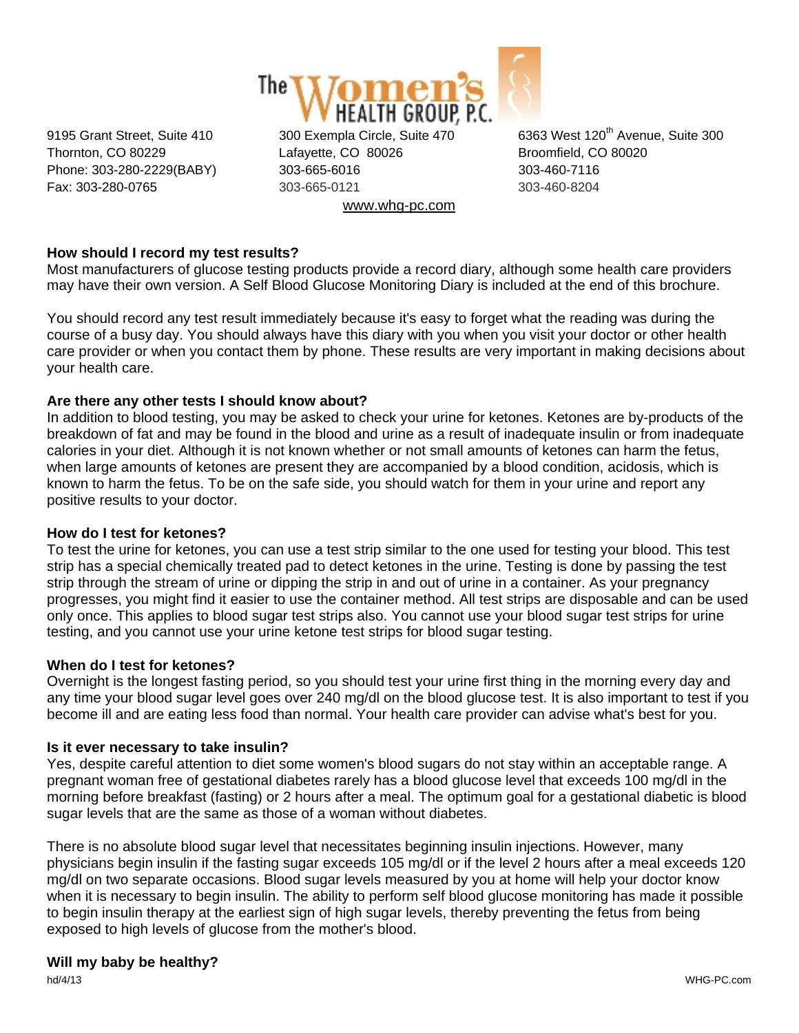9195 Grant Street, Suite 410
Thornton, CO 80229
Phone: 303-280-2229(BABY)
Fax: 303-280-0765

300 Exempla Circle, Suite 470
Lafayette, CO 80026
303-665-6016
303-665-0121

6363 West 120th Avenue, Suite 300
Broomfield, CO 80020
303-460-7116
303-460-8204

www.whg-pc.com

**How should I record my test results?**
Most manufacturers of glucose testing products provide a record diary, although some health care providers may have their own version. A Self Blood Glucose Monitoring Diary is included at the end of this brochure.

You should record any test result immediately because it's easy to forget what the reading was during the course of a busy day. You should always have this diary with you when you visit your doctor or other health care provider or when you contact them by phone. These results are very important in making decisions about your health care.

**Are there any other tests I should know about?**
In addition to blood testing, you may be asked to check your urine for ketones. Ketones are by-products of the breakdown of fat and may be found in the blood and urine as a result of inadequate insulin or from inadequate calories in your diet. Although it is not known whether or not small amounts of ketones can harm the fetus, when large amounts of ketones are present they are accompanied by a blood condition, acidosis, which is known to harm the fetus. To be on the safe side, you should watch for them in your urine and report any positive results to your doctor.

**How do I test for ketones?**
To test the urine for ketones, you can use a test strip similar to the one used for testing your blood. This test strip has a special chemically treated pad to detect ketones in the urine. Testing is done by passing the test strip through the stream of urine or dipping the strip in and out of urine in a container. As your pregnancy progresses, you might find it easier to use the container method. All test strips are disposable and can be used only once. This applies to blood sugar test strips also. You cannot use your blood sugar test strips for urine testing, and you cannot use your urine ketone test strips for blood sugar testing.

**When do I test for ketones?**
Overnight is the longest fasting period, so you should test your urine first thing in the morning every day and any time your blood sugar level goes over 240 mg/dl on the blood glucose test. It is also important to test if you become ill and are eating less food than normal. Your health care provider can advise what's best for you.

**Is it ever necessary to take insulin?**
Yes, despite careful attention to diet some women's blood sugars do not stay within an acceptable range. A pregnant woman free of gestational diabetes rarely has a blood glucose level that exceeds 100 mg/dl in the morning before breakfast (fasting) or 2 hours after a meal. The optimum goal for a gestational diabetic is blood sugar levels that are the same as those of a woman without diabetes.

There is no absolute blood sugar level that necessitates beginning insulin injections. However, many physicians begin insulin if the fasting sugar exceeds 105 mg/dl or if the level 2 hours after a meal exceeds 120 mg/dl on two separate occasions. Blood sugar levels measured by you at home will help your doctor know when it is necessary to begin insulin. The ability to perform self blood glucose monitoring has made it possible to begin insulin therapy at the earliest sign of high sugar levels, thereby preventing the fetus from being exposed to high levels of glucose from the mother's blood.

**Will my baby be healthy?**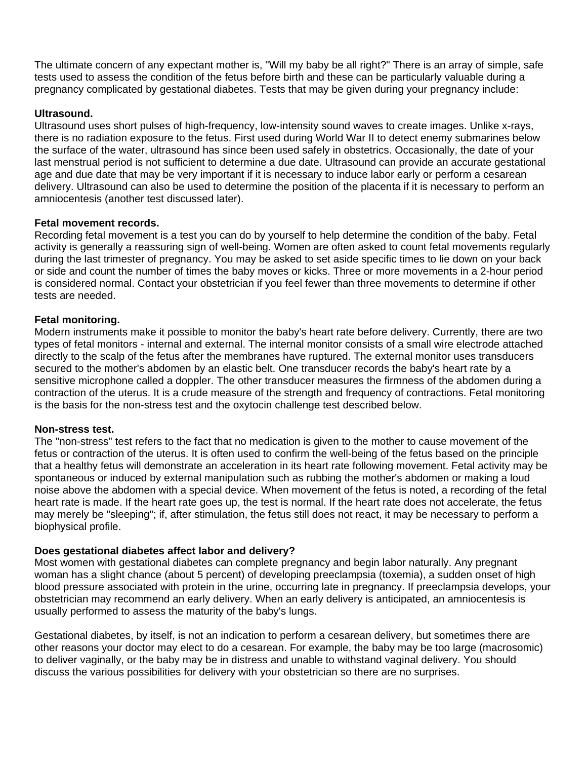The ultimate concern of any expectant mother is, "Will my baby be all right?" There is an array of simple, safe tests used to assess the condition of the fetus before birth and these can be particularly valuable during a pregnancy complicated by gestational diabetes. Tests that may be given during your pregnancy include:

**Ultrasound.**

Ultrasound uses short pulses of high-frequency, low-intensity sound waves to create images. Unlike x-rays, there is no radiation exposure to the fetus. First used during World War II to detect enemy submarines below the surface of the water, ultrasound has since been used safely in obstetrics. Occasionally, the date of your last menstrual period is not sufficient to determine a due date. Ultrasound can provide an accurate gestational age and due date that may be very important if it is necessary to induce labor early or perform a cesarean delivery. Ultrasound can also be used to determine the position of the placenta if it is necessary to perform an amniocentesis (another test discussed later).

**Fetal movement records.**

Recording fetal movement is a test you can do by yourself to help determine the condition of the baby. Fetal activity is generally a reassuring sign of well-being. Women are often asked to count fetal movements regularly during the last trimester of pregnancy. You may be asked to set aside specific times to lie down on your back or side and count the number of times the baby moves or kicks. Three or more movements in a 2-hour period is considered normal. Contact your obstetrician if you feel fewer than three movements to determine if other tests are needed.

**Fetal monitoring.**

Modern instruments make it possible to monitor the baby's heart rate before delivery. Currently, there are two types of fetal monitors - internal and external. The internal monitor consists of a small wire electrode attached directly to the scalp of the fetus after the membranes have ruptured. The external monitor uses transducers secured to the mother's abdomen by an elastic belt. One transducer records the baby's heart rate by a sensitive microphone called a doppler. The other transducer measures the firmness of the abdomen during a contraction of the uterus. It is a crude measure of the strength and frequency of contractions. Fetal monitoring is the basis for the non-stress test and the oxytocin challenge test described below.

**Non-stress test.**

The "non-stress" test refers to the fact that no medication is given to the mother to cause movement of the fetus or contraction of the uterus. It is often used to confirm the well-being of the fetus based on the principle that a healthy fetus will demonstrate an acceleration in its heart rate following movement. Fetal activity may be spontaneous or induced by external manipulation such as rubbing the mother's abdomen or making a loud noise above the abdomen with a special device. When movement of the fetus is noted, a recording of the fetal heart rate is made. If the heart rate goes up, the test is normal. If the heart rate does not accelerate, the fetus may merely be "sleeping"; if, after stimulation, the fetus still does not react, it may be necessary to perform a biophysical profile.

**Does gestational diabetes affect labor and delivery?**

Most women with gestational diabetes can complete pregnancy and begin labor naturally. Any pregnant woman has a slight chance (about 5 percent) of developing preeclampsia (toxemia), a sudden onset of high blood pressure associated with protein in the urine, occurring late in pregnancy. If preeclampsia develops, your obstetrician may recommend an early delivery. When an early delivery is anticipated, an amniocentesis is usually performed to assess the maturity of the baby's lungs.

Gestational diabetes, by itself, is not an indication to perform a cesarean delivery, but sometimes there are other reasons your doctor may elect to do a cesarean. For example, the baby may be too large (macrosomic) to deliver vaginally, or the baby may be in distress and unable to withstand vaginal delivery. You should discuss the various possibilities for delivery with your obstetrician so there are no surprises.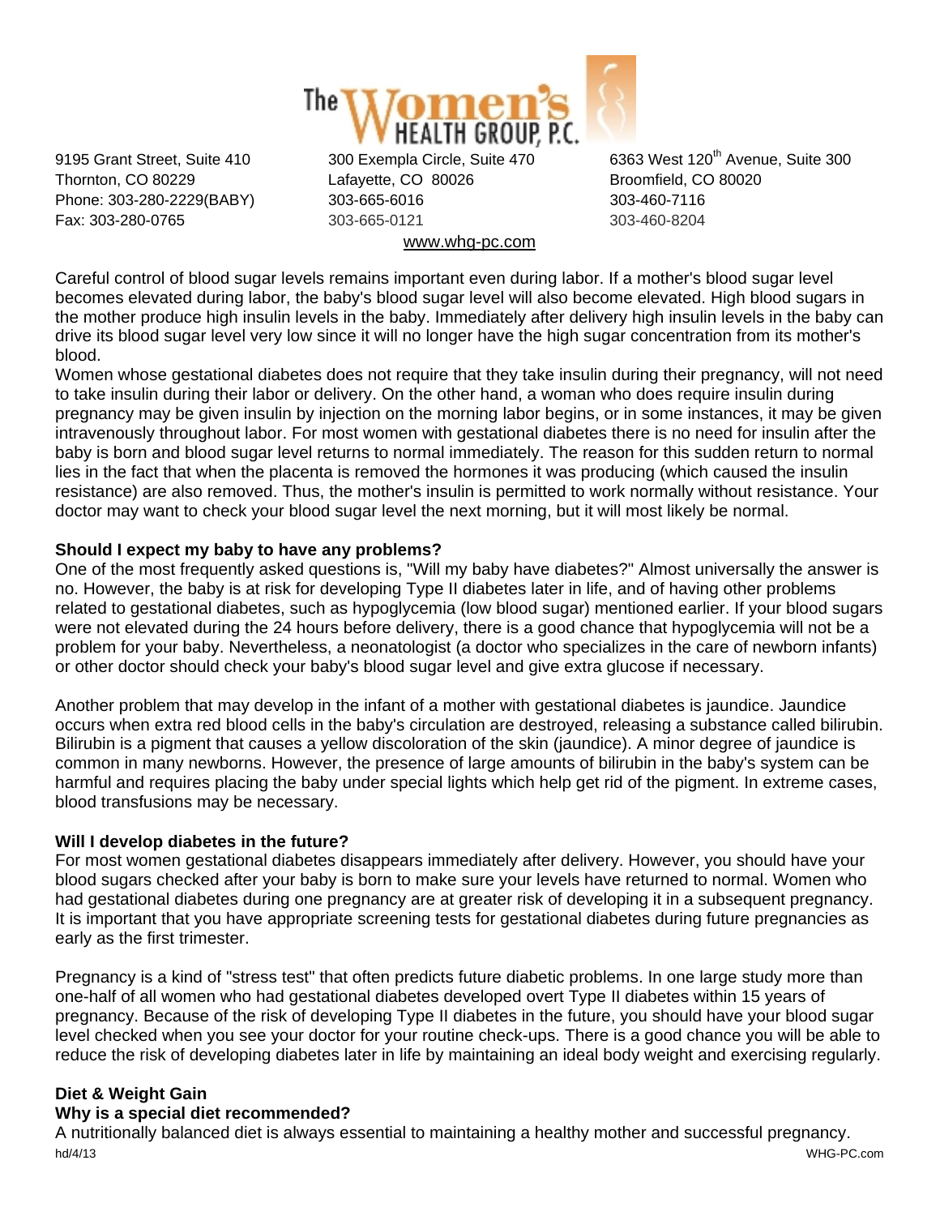Careful control of blood sugar levels remains important even during labor. If a mother's blood sugar level becomes elevated during labor, the baby's blood sugar level will also become elevated. High blood sugars in the mother produce high insulin levels in the baby. Immediately after delivery high insulin levels in the baby can drive its blood sugar level very low since it will no longer have the high sugar concentration from its mother's blood.

Women whose gestational diabetes does not require that they take insulin during their pregnancy, will not need to take insulin during their labor or delivery. On the other hand, a woman who does require insulin during pregnancy may be given insulin by injection on the morning labor begins, or in some instances, it may be given intravenously throughout labor. For most women with gestational diabetes there is no need for insulin after the baby is born and blood sugar level returns to normal immediately. The reason for this sudden return to normal lies in the fact that when the placenta is removed the hormones it was producing (which caused the insulin resistance) are also removed. Thus, the mother's insulin is permitted to work normally without resistance. Your doctor may want to check your blood sugar level the next morning, but it will most likely be normal.

**Should I expect my baby to have any problems?**

One of the most frequently asked questions is, "Will my baby have diabetes?" Almost universally the answer is no. However, the baby is at risk for developing Type II diabetes later in life, and of having other problems related to gestational diabetes, such as hypoglycemia (low blood sugar) mentioned earlier. If your blood sugars were not elevated during the 24 hours before delivery, there is a good chance that hypoglycemia will not be a problem for your baby. Nevertheless, a neonatologist (a doctor who specializes in the care of newborn infants) or other doctor should check your baby's blood sugar level and give extra glucose if necessary.

Another problem that may develop in the infant of a mother with gestational diabetes is jaundice. Jaundice occurs when extra red blood cells in the baby's circulation are destroyed, releasing a substance called bilirubin. Bilirubin is a pigment that causes a yellow discoloration of the skin (jaundice). A minor degree of jaundice is common in many newborns. However, the presence of large amounts of bilirubin in the baby's system can be harmful and requires placing the baby under special lights which help get rid of the pigment. In extreme cases, blood transfusions may be necessary.

**Will I develop diabetes in the future?**

For most women gestational diabetes disappears immediately after delivery. However, you should have your blood sugars checked after your baby is born to make sure your levels have returned to normal. Women who had gestational diabetes during one pregnancy are at greater risk of developing it in a subsequent pregnancy. It is important that you have appropriate screening tests for gestational diabetes during future pregnancies as early as the first trimester.

Pregnancy is a kind of "stress test" that often predicts future diabetic problems. In one large study more than one-half of all women who had gestational diabetes developed overt Type II diabetes within 15 years of pregnancy. Because of the risk of developing Type II diabetes in the future, you should have your blood sugar level checked when you see your doctor for your routine check-ups. There is a good chance you will be able to reduce the risk of developing diabetes later in life by maintaining an ideal body weight and exercising regularly.

**Diet & Weight Gain**

**Why is a special diet recommended?**

A nutritionally balanced diet is always essential to maintaining a healthy mother and successful pregnancy.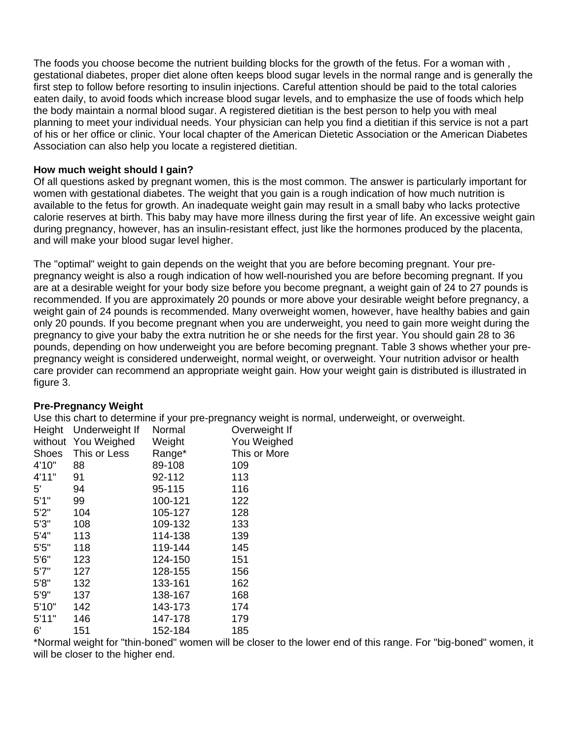The foods you choose become the nutrient building blocks for the growth of the fetus. For a woman with , gestational diabetes, proper diet alone often keeps blood sugar levels in the normal range and is generally the first step to follow before resorting to insulin injections. Careful attention should be paid to the total calories eaten daily, to avoid foods which increase blood sugar levels, and to emphasize the use of foods which help the body maintain a normal blood sugar. A registered dietitian is the best person to help you with meal planning to meet your individual needs. Your physician can help you find a dietitian if this service is not a part of his or her office or clinic. Your local chapter of the American Dietetic Association or the American Diabetes Association can also help you locate a registered dietitian.

**How much weight should I gain?**

Of all questions asked by pregnant women, this is the most common. The answer is particularly important for women with gestational diabetes. The weight that you gain is a rough indication of how much nutrition is available to the fetus for growth. An inadequate weight gain may result in a small baby who lacks protective calorie reserves at birth. This baby may have more illness during the first year of life. An excessive weight gain during pregnancy, however, has an insulin-resistant effect, just like the hormones produced by the placenta, and will make your blood sugar level higher.

The "optimal" weight to gain depends on the weight that you are before becoming pregnant. Your pre-pregnancy weight is also a rough indication of how well-nourished you are before becoming pregnant. If you are at a desirable weight for your body size before you become pregnant, a weight gain of 24 to 27 pounds is recommended. If you are approximately 20 pounds or more above your desirable weight before pregnancy, a weight gain of 24 pounds is recommended. Many overweight women, however, have healthy babies and gain only 20 pounds. If you become pregnant when you are underweight, you need to gain more weight during the pregnancy to give your baby the extra nutrition he or she needs for the first year. You should gain 28 to 36 pounds, depending on how underweight you are before becoming pregnant. Table 3 shows whether your pre-pregnancy weight is considered underweight, normal weight, or overweight. Your nutrition advisor or health care provider can recommend an appropriate weight gain. How your weight gain is distributed is illustrated in figure 3.

**Pre-Pregnancy Weight**

Use this chart to determine if your pre-pregnancy weight is normal, underweight, or overweight.

| Height without Shoes | Underweight If You Weighed This or Less | Normal Weight Range* | Overweight If You Weighed This or More |
|---|---|---|---|
| 4'10" | 88 | 89-108 | 109 |
| 4'11" | 91 | 92-112 | 113 |
| 5' | 94 | 95-115 | 116 |
| 5'1" | 99 | 100-121 | 122 |
| 5'2" | 104 | 105-127 | 128 |
| 5'3" | 108 | 109-132 | 133 |
| 5'4" | 113 | 114-138 | 139 |
| 5'5" | 118 | 119-144 | 145 |
| 5'6" | 123 | 124-150 | 151 |
| 5'7" | 127 | 128-155 | 156 |
| 5'8" | 132 | 133-161 | 162 |
| 5'9" | 137 | 138-167 | 168 |
| 5'10" | 142 | 143-173 | 174 |
| 5'11" | 146 | 147-178 | 179 |
| 6' | 151 | 152-184 | 185 |

*Normal weight for "thin-boned" women will be closer to the lower end of this range. For "big-boned" women, it will be closer to the higher end.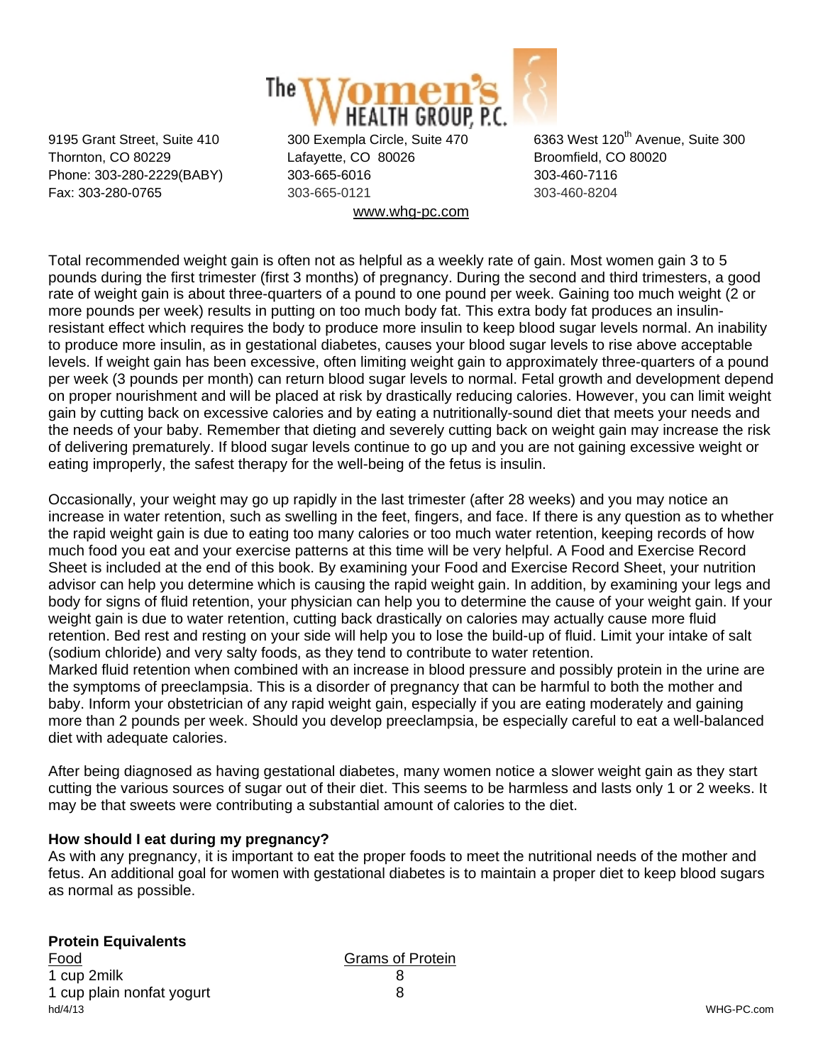Total recommended weight gain is often not as helpful as a weekly rate of gain. Most women gain 3 to 5 pounds during the first trimester (first 3 months) of pregnancy. During the second and third trimesters, a good rate of weight gain is about three-quarters of a pound to one pound per week. Gaining too much weight (2 or more pounds per week) results in putting on too much body fat. This extra body fat produces an insulin-resistant effect which requires the body to produce more insulin to keep blood sugar levels normal. An inability to produce more insulin, as in gestational diabetes, causes your blood sugar levels to rise above acceptable levels. If weight gain has been excessive, often limiting weight gain to approximately three-quarters of a pound per week (3 pounds per month) can return blood sugar levels to normal. Fetal growth and development depend on proper nourishment and will be placed at risk by drastically reducing calories. However, you can limit weight gain by cutting back on excessive calories and by eating a nutritionally-sound diet that meets your needs and the needs of your baby. Remember that dieting and severely cutting back on weight gain may increase the risk of delivering prematurely. If blood sugar levels continue to go up and you are not gaining excessive weight or eating improperly, the safest therapy for the well-being of the fetus is insulin.

Occasionally, your weight may go up rapidly in the last trimester (after 28 weeks) and you may notice an increase in water retention, such as swelling in the feet, fingers, and face. If there is any question as to whether the rapid weight gain is due to eating too many calories or too much water retention, keeping records of how much food you eat and your exercise patterns at this time will be very helpful. A Food and Exercise Record Sheet is included at the end of this book. By examining your Food and Exercise Record Sheet, your nutrition advisor can help you determine which is causing the rapid weight gain. In addition, by examining your legs and body for signs of fluid retention, your physician can help you to determine the cause of your weight gain. If your weight gain is due to water retention, cutting back drastically on calories may actually cause more fluid retention. Bed rest and resting on your side will help you to lose the build-up of fluid. Limit your intake of salt (sodium chloride) and very salty foods, as they tend to contribute to water retention.
Marked fluid retention when combined with an increase in blood pressure and possibly protein in the urine are the symptoms of preeclampsia. This is a disorder of pregnancy that can be harmful to both the mother and baby. Inform your obstetrician of any rapid weight gain, especially if you are eating moderately and gaining more than 2 pounds per week. Should you develop preeclampsia, be especially careful to eat a well-balanced diet with adequate calories.

After being diagnosed as having gestational diabetes, many women notice a slower weight gain as they start cutting the various sources of sugar out of their diet. This seems to be harmless and lasts only 1 or 2 weeks. It may be that sweets were contributing a substantial amount of calories to the diet.

**How should I eat during my pregnancy?**
As with any pregnancy, it is important to eat the proper foods to meet the nutritional needs of the mother and fetus. An additional goal for women with gestational diabetes is to maintain a proper diet to keep blood sugars as normal as possible.

**Protein Equivalents**

| Food | Grams of Protein |
|---|---|
| 1 cup 2milk | 8 |
| 1 cup plain nonfat yogurt | 8 |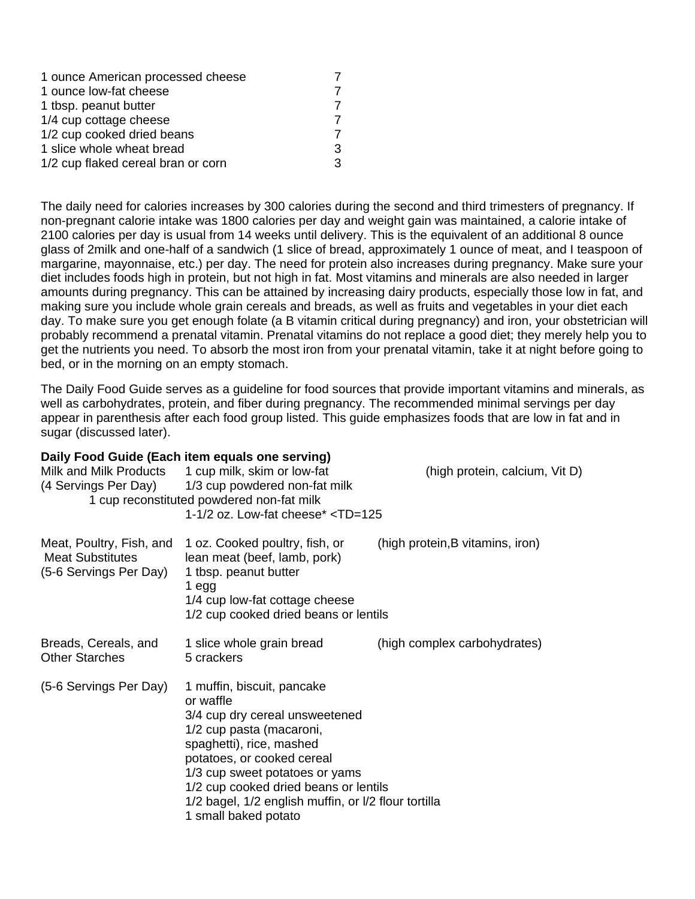| | |
|---|---|
| 1 ounce American processed cheese | 7 |
| 1 ounce low-fat cheese | 7 |
| 1 tbsp. peanut butter | 7 |
| 1/4 cup cottage cheese | 7 |
| 1/2 cup cooked dried beans | 7 |
| 1 slice whole wheat bread | 3 |
| 1/2 cup flaked cereal bran or corn | 3 |

The daily need for calories increases by 300 calories during the second and third trimesters of pregnancy. If non-pregnant calorie intake was 1800 calories per day and weight gain was maintained, a calorie intake of 2100 calories per day is usual from 14 weeks until delivery. This is the equivalent of an additional 8 ounce glass of 2milk and one-half of a sandwich (1 slice of bread, approximately 1 ounce of meat, and I teaspoon of margarine, mayonnaise, etc.) per day. The need for protein also increases during pregnancy. Make sure your diet includes foods high in protein, but not high in fat. Most vitamins and minerals are also needed in larger amounts during pregnancy. This can be attained by increasing dairy products, especially those low in fat, and making sure you include whole grain cereals and breads, as well as fruits and vegetables in your diet each day. To make sure you get enough folate (a B vitamin critical during pregnancy) and iron, your obstetrician will probably recommend a prenatal vitamin. Prenatal vitamins do not replace a good diet; they merely help you to get the nutrients you need. To absorb the most iron from your prenatal vitamin, take it at night before going to bed, or in the morning on an empty stomach.

The Daily Food Guide serves as a guideline for food sources that provide important vitamins and minerals, as well as carbohydrates, protein, and fiber during pregnancy. The recommended minimal servings per day appear in parenthesis after each food group listed. This guide emphasizes foods that are low in fat and in sugar (discussed later).

**Daily Food Guide (Each item equals one serving)**

| Food Group | Serving | Nutrients |
|---|---|---|
| Milk and Milk Products (4 Servings Per Day) | 1 cup milk, skim or low-fat<br>1/3 cup powdered non-fat milk<br>1 cup reconstituted powdered non-fat milk<br>1-1/2 oz. Low-fat cheese* <TD=125 | (high protein, calcium, Vit D) |
| Meat, Poultry, Fish, and Meat Substitutes (5-6 Servings Per Day) | 1 oz. Cooked poultry, fish, or lean meat (beef, lamb, pork)<br>1 tbsp. peanut butter<br>1 egg<br>1/4 cup low-fat cottage cheese<br>1/2 cup cooked dried beans or lentils | (high protein,B vitamins, iron) |
| Breads, Cereals, and Other Starches (5-6 Servings Per Day) | 1 slice whole grain bread<br>5 crackers<br>1 muffin, biscuit, pancake or waffle<br>3/4 cup dry cereal unsweetened<br>1/2 cup pasta (macaroni, spaghetti), rice, mashed potatoes, or cooked cereal<br>1/3 cup sweet potatoes or yams<br>1/2 cup cooked dried beans or lentils<br>1/2 bagel, 1/2 english muffin, or l/2 flour tortilla<br>1 small baked potato | (high complex carbohydrates) |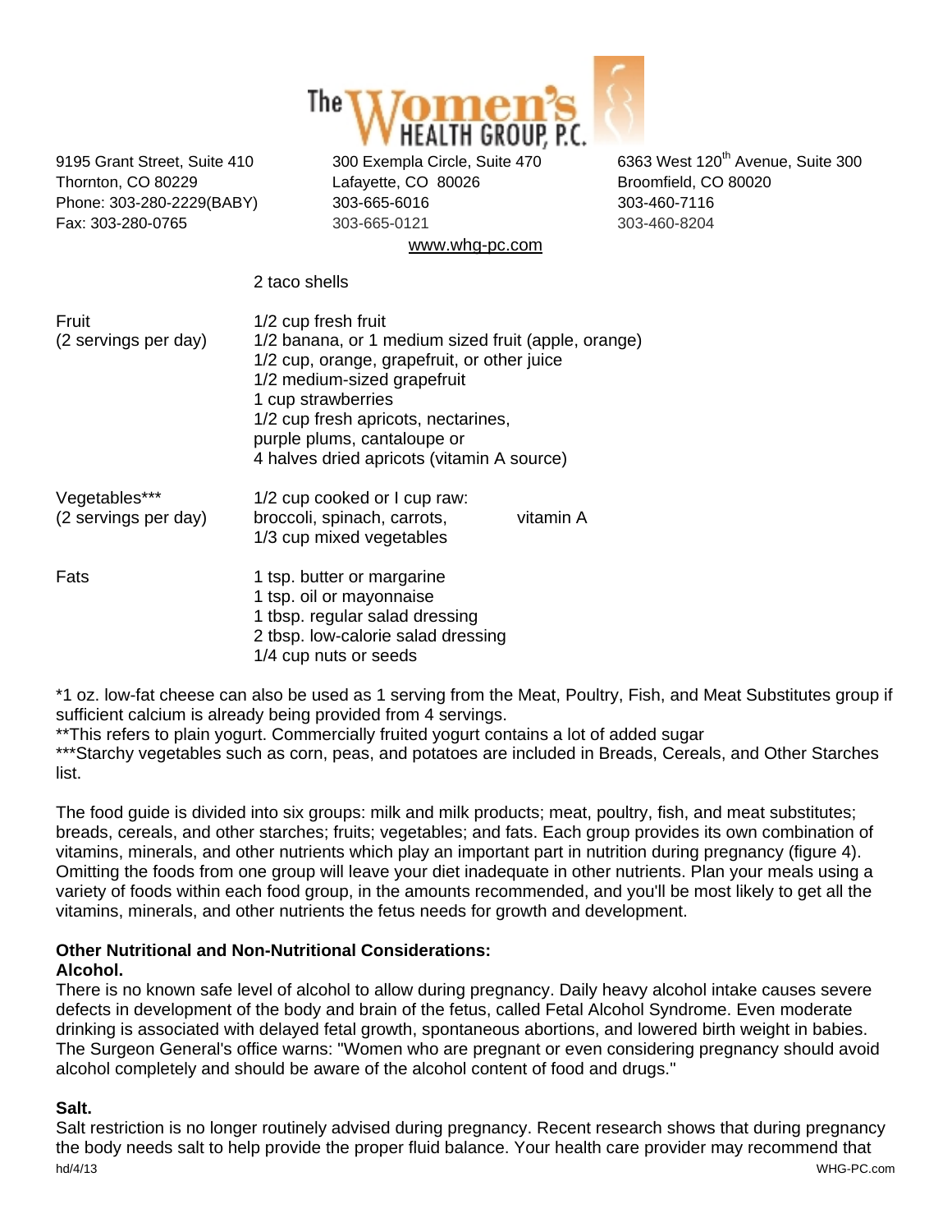| | |
|---|---|
| | 2 taco shells |
| Fruit<br>(2 servings per day) | 1/2 cup fresh fruit<br>1/2 banana, or 1 medium sized fruit (apple, orange)<br>1/2 cup, orange, grapefruit, or other juice<br>1/2 medium-sized grapefruit<br>1 cup strawberries<br>1/2 cup fresh apricots, nectarines,<br>purple plums, cantaloupe or<br>4 halves dried apricots (vitamin A source) |
| Vegetables***<br>(2 servings per day) | 1/2 cup cooked or I cup raw:<br>broccoli, spinach, carrots, vitamin A<br>1/3 cup mixed vegetables |
| Fats | 1 tsp. butter or margarine<br>1 tsp. oil or mayonnaise<br>1 tbsp. regular salad dressing<br>2 tbsp. low-calorie salad dressing<br>1/4 cup nuts or seeds |

*1 oz. low-fat cheese can also be used as 1 serving from the Meat, Poultry, Fish, and Meat Substitutes group if sufficient calcium is already being provided from 4 servings.
**This refers to plain yogurt. Commercially fruited yogurt contains a lot of added sugar
***Starchy vegetables such as corn, peas, and potatoes are included in Breads, Cereals, and Other Starches list.

The food guide is divided into six groups: milk and milk products; meat, poultry, fish, and meat substitutes; breads, cereals, and other starches; fruits; vegetables; and fats. Each group provides its own combination of vitamins, minerals, and other nutrients which play an important part in nutrition during pregnancy (figure 4). Omitting the foods from one group will leave your diet inadequate in other nutrients. Plan your meals using a variety of foods within each food group, in the amounts recommended, and you'll be most likely to get all the vitamins, minerals, and other nutrients the fetus needs for growth and development.

**Other Nutritional and Non-Nutritional Considerations:**

**Alcohol.**

There is no known safe level of alcohol to allow during pregnancy. Daily heavy alcohol intake causes severe defects in development of the body and brain of the fetus, called Fetal Alcohol Syndrome. Even moderate drinking is associated with delayed fetal growth, spontaneous abortions, and lowered birth weight in babies. The Surgeon General's office warns: "Women who are pregnant or even considering pregnancy should avoid alcohol completely and should be aware of the alcohol content of food and drugs."

**Salt.**

Salt restriction is no longer routinely advised during pregnancy. Recent research shows that during pregnancy the body needs salt to help provide the proper fluid balance. Your health care provider may recommend that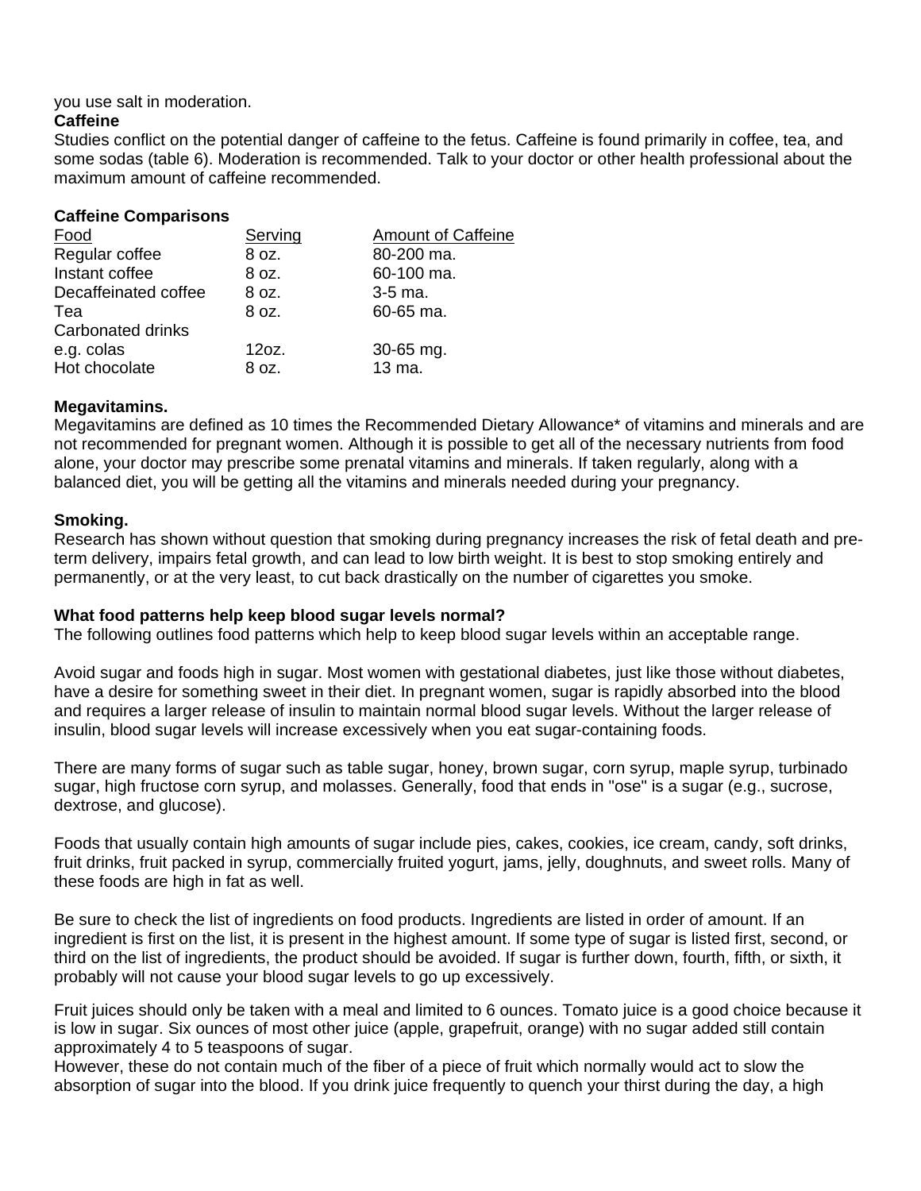you use salt in moderation.

**Caffeine**

Studies conflict on the potential danger of caffeine to the fetus. Caffeine is found primarily in coffee, tea, and some sodas (table 6). Moderation is recommended. Talk to your doctor or other health professional about the maximum amount of caffeine recommended.

**Caffeine Comparisons**

| Food | Serving | Amount of Caffeine |
|---|---|---|
| Regular coffee | 8 oz. | 80-200 ma. |
| Instant coffee | 8 oz. | 60-100 ma. |
| Decaffeinated coffee | 8 oz. | 3-5 ma. |
| Tea | 8 oz. | 60-65 ma. |
| Carbonated drinks | | |
| e.g. colas | 12oz. | 30-65 mg. |
| Hot chocolate | 8 oz. | 13 ma. |

**Megavitamins.**

Megavitamins are defined as 10 times the Recommended Dietary Allowance* of vitamins and minerals and are not recommended for pregnant women. Although it is possible to get all of the necessary nutrients from food alone, your doctor may prescribe some prenatal vitamins and minerals. If taken regularly, along with a balanced diet, you will be getting all the vitamins and minerals needed during your pregnancy.

**Smoking.**

Research has shown without question that smoking during pregnancy increases the risk of fetal death and pre-term delivery, impairs fetal growth, and can lead to low birth weight. It is best to stop smoking entirely and permanently, or at the very least, to cut back drastically on the number of cigarettes you smoke.

**What food patterns help keep blood sugar levels normal?**

The following outlines food patterns which help to keep blood sugar levels within an acceptable range.

Avoid sugar and foods high in sugar. Most women with gestational diabetes, just like those without diabetes, have a desire for something sweet in their diet. In pregnant women, sugar is rapidly absorbed into the blood and requires a larger release of insulin to maintain normal blood sugar levels. Without the larger release of insulin, blood sugar levels will increase excessively when you eat sugar-containing foods.

There are many forms of sugar such as table sugar, honey, brown sugar, corn syrup, maple syrup, turbinado sugar, high fructose corn syrup, and molasses. Generally, food that ends in "ose" is a sugar (e.g., sucrose, dextrose, and glucose).

Foods that usually contain high amounts of sugar include pies, cakes, cookies, ice cream, candy, soft drinks, fruit drinks, fruit packed in syrup, commercially fruited yogurt, jams, jelly, doughnuts, and sweet rolls. Many of these foods are high in fat as well.

Be sure to check the list of ingredients on food products. Ingredients are listed in order of amount. If an ingredient is first on the list, it is present in the highest amount. If some type of sugar is listed first, second, or third on the list of ingredients, the product should be avoided. If sugar is further down, fourth, fifth, or sixth, it probably will not cause your blood sugar levels to go up excessively.

Fruit juices should only be taken with a meal and limited to 6 ounces. Tomato juice is a good choice because it is low in sugar. Six ounces of most other juice (apple, grapefruit, orange) with no sugar added still contain approximately 4 to 5 teaspoons of sugar.

However, these do not contain much of the fiber of a piece of fruit which normally would act to slow the absorption of sugar into the blood. If you drink juice frequently to quench your thirst during the day, a high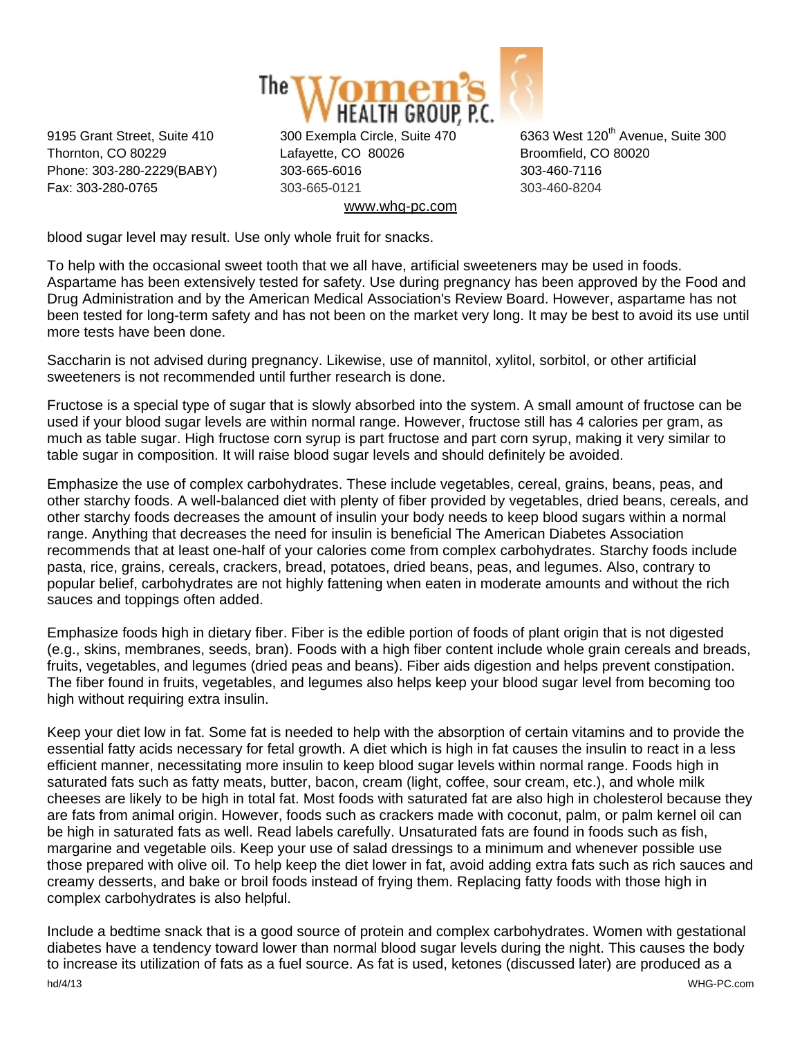blood sugar level may result. Use only whole fruit for snacks.

To help with the occasional sweet tooth that we all have, artificial sweeteners may be used in foods. Aspartame has been extensively tested for safety. Use during pregnancy has been approved by the Food and Drug Administration and by the American Medical Association's Review Board. However, aspartame has not been tested for long-term safety and has not been on the market very long. It may be best to avoid its use until more tests have been done.

Saccharin is not advised during pregnancy. Likewise, use of mannitol, xylitol, sorbitol, or other artificial sweeteners is not recommended until further research is done.

Fructose is a special type of sugar that is slowly absorbed into the system. A small amount of fructose can be used if your blood sugar levels are within normal range. However, fructose still has 4 calories per gram, as much as table sugar. High fructose corn syrup is part fructose and part corn syrup, making it very similar to table sugar in composition. It will raise blood sugar levels and should definitely be avoided.

Emphasize the use of complex carbohydrates. These include vegetables, cereal, grains, beans, peas, and other starchy foods. A well-balanced diet with plenty of fiber provided by vegetables, dried beans, cereals, and other starchy foods decreases the amount of insulin your body needs to keep blood sugars within a normal range. Anything that decreases the need for insulin is beneficial The American Diabetes Association recommends that at least one-half of your calories come from complex carbohydrates. Starchy foods include pasta, rice, grains, cereals, crackers, bread, potatoes, dried beans, peas, and legumes. Also, contrary to popular belief, carbohydrates are not highly fattening when eaten in moderate amounts and without the rich sauces and toppings often added.

Emphasize foods high in dietary fiber. Fiber is the edible portion of foods of plant origin that is not digested (e.g., skins, membranes, seeds, bran). Foods with a high fiber content include whole grain cereals and breads, fruits, vegetables, and legumes (dried peas and beans). Fiber aids digestion and helps prevent constipation. The fiber found in fruits, vegetables, and legumes also helps keep your blood sugar level from becoming too high without requiring extra insulin.

Keep your diet low in fat. Some fat is needed to help with the absorption of certain vitamins and to provide the essential fatty acids necessary for fetal growth. A diet which is high in fat causes the insulin to react in a less efficient manner, necessitating more insulin to keep blood sugar levels within normal range. Foods high in saturated fats such as fatty meats, butter, bacon, cream (light, coffee, sour cream, etc.), and whole milk cheeses are likely to be high in total fat. Most foods with saturated fat are also high in cholesterol because they are fats from animal origin. However, foods such as crackers made with coconut, palm, or palm kernel oil can be high in saturated fats as well. Read labels carefully. Unsaturated fats are found in foods such as fish, margarine and vegetable oils. Keep your use of salad dressings to a minimum and whenever possible use those prepared with olive oil. To help keep the diet lower in fat, avoid adding extra fats such as rich sauces and creamy desserts, and bake or broil foods instead of frying them. Replacing fatty foods with those high in complex carbohydrates is also helpful.

Include a bedtime snack that is a good source of protein and complex carbohydrates. Women with gestational diabetes have a tendency toward lower than normal blood sugar levels during the night. This causes the body to increase its utilization of fats as a fuel source. As fat is used, ketones (discussed later) are produced as a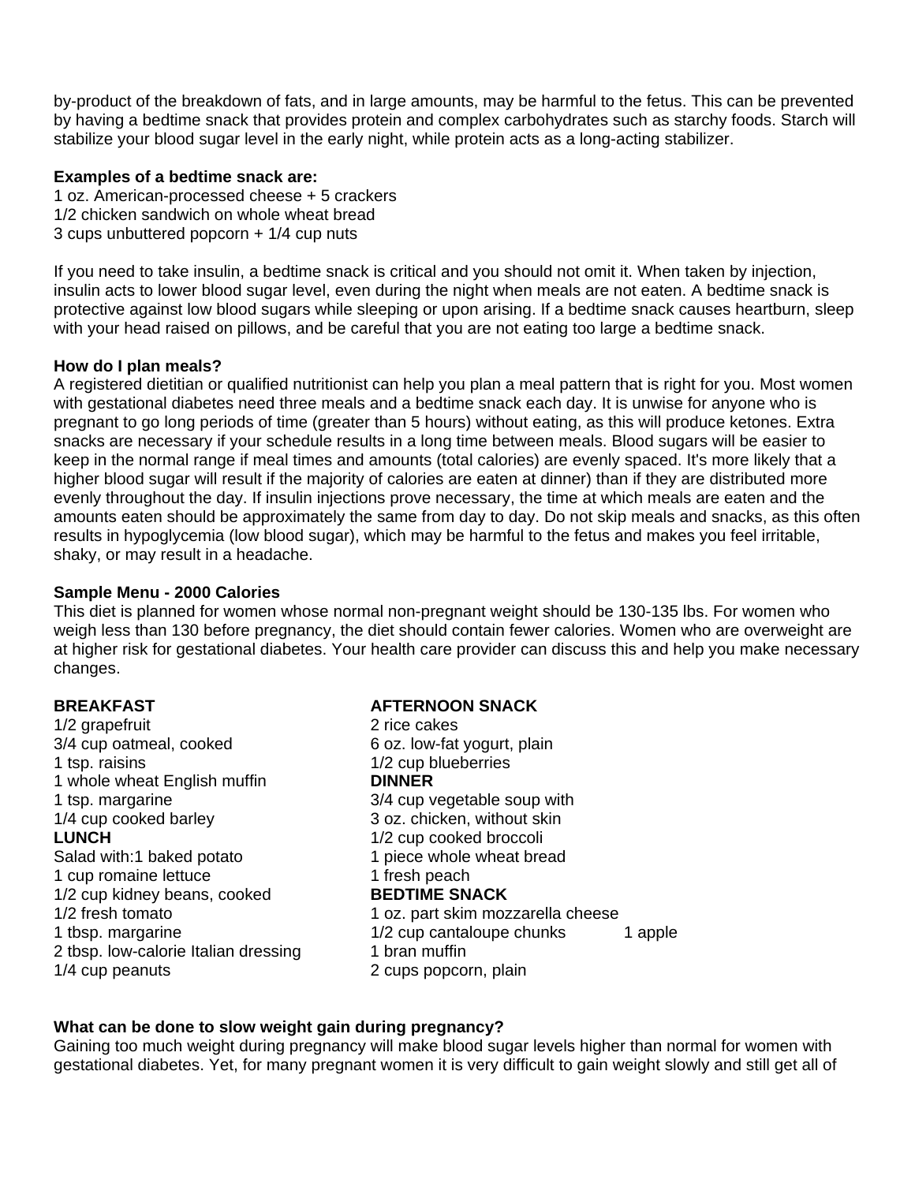by-product of the breakdown of fats, and in large amounts, may be harmful to the fetus. This can be prevented by having a bedtime snack that provides protein and complex carbohydrates such as starchy foods. Starch will stabilize your blood sugar level in the early night, while protein acts as a long-acting stabilizer.

**Examples of a bedtime snack are:**

1 oz. American-processed cheese + 5 crackers
1/2 chicken sandwich on whole wheat bread
3 cups unbuttered popcorn + 1/4 cup nuts

If you need to take insulin, a bedtime snack is critical and you should not omit it. When taken by injection, insulin acts to lower blood sugar level, even during the night when meals are not eaten. A bedtime snack is protective against low blood sugars while sleeping or upon arising. If a bedtime snack causes heartburn, sleep with your head raised on pillows, and be careful that you are not eating too large a bedtime snack.

**How do I plan meals?**

A registered dietitian or qualified nutritionist can help you plan a meal pattern that is right for you. Most women with gestational diabetes need three meals and a bedtime snack each day. It is unwise for anyone who is pregnant to go long periods of time (greater than 5 hours) without eating, as this will produce ketones. Extra snacks are necessary if your schedule results in a long time between meals. Blood sugars will be easier to keep in the normal range if meal times and amounts (total calories) are evenly spaced. It's more likely that a higher blood sugar will result if the majority of calories are eaten at dinner) than if they are distributed more evenly throughout the day. If insulin injections prove necessary, the time at which meals are eaten and the amounts eaten should be approximately the same from day to day. Do not skip meals and snacks, as this often results in hypoglycemia (low blood sugar), which may be harmful to the fetus and makes you feel irritable, shaky, or may result in a headache.

**Sample Menu - 2000 Calories**

This diet is planned for women whose normal non-pregnant weight should be 130-135 lbs. For women who weigh less than 130 before pregnancy, the diet should contain fewer calories. Women who are overweight are at higher risk for gestational diabetes. Your health care provider can discuss this and help you make necessary changes.

**BREAKFAST**
1/2 grapefruit
3/4 cup oatmeal, cooked
1 tsp. raisins
1 whole wheat English muffin
1 tsp. margarine
1/4 cup cooked barley

**LUNCH**
Salad with:1 baked potato
1 cup romaine lettuce
1/2 cup kidney beans, cooked
1/2 fresh tomato
1 tbsp. margarine
2 tbsp. low-calorie Italian dressing
1/4 cup peanuts

**AFTERNOON SNACK**
2 rice cakes
6 oz. low-fat yogurt, plain
1/2 cup blueberries

**DINNER**
3/4 cup vegetable soup with
3 oz. chicken, without skin
1/2 cup cooked broccoli
1 piece whole wheat bread
1 fresh peach

**BEDTIME SNACK**
1 oz. part skim mozzarella cheese
1/2 cup cantaloupe chunks 1 apple
1 bran muffin
2 cups popcorn, plain

**What can be done to slow weight gain during pregnancy?**

Gaining too much weight during pregnancy will make blood sugar levels higher than normal for women with gestational diabetes. Yet, for many pregnant women it is very difficult to gain weight slowly and still get all of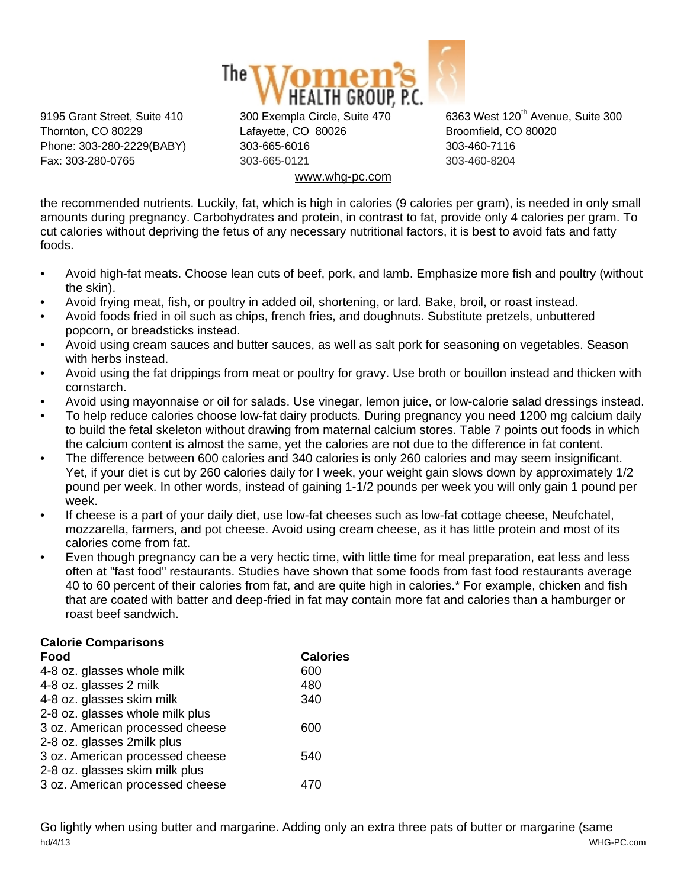the recommended nutrients. Luckily, fat, which is high in calories (9 calories per gram), is needed in only small amounts during pregnancy. Carbohydrates and protein, in contrast to fat, provide only 4 calories per gram. To cut calories without depriving the fetus of any necessary nutritional factors, it is best to avoid fats and fatty foods.

- Avoid high-fat meats. Choose lean cuts of beef, pork, and lamb. Emphasize more fish and poultry (without the skin).
- Avoid frying meat, fish, or poultry in added oil, shortening, or lard. Bake, broil, or roast instead.
- Avoid foods fried in oil such as chips, french fries, and doughnuts. Substitute pretzels, unbuttered popcorn, or breadsticks instead.
- Avoid using cream sauces and butter sauces, as well as salt pork for seasoning on vegetables. Season with herbs instead.
- Avoid using the fat drippings from meat or poultry for gravy. Use broth or bouillon instead and thicken with cornstarch.
- Avoid using mayonnaise or oil for salads. Use vinegar, lemon juice, or low-calorie salad dressings instead.
- To help reduce calories choose low-fat dairy products. During pregnancy you need 1200 mg calcium daily to build the fetal skeleton without drawing from maternal calcium stores. Table 7 points out foods in which the calcium content is almost the same, yet the calories are not due to the difference in fat content.
- The difference between 600 calories and 340 calories is only 260 calories and may seem insignificant. Yet, if your diet is cut by 260 calories daily for I week, your weight gain slows down by approximately 1/2 pound per week. In other words, instead of gaining 1-1/2 pounds per week you will only gain 1 pound per week.
- If cheese is a part of your daily diet, use low-fat cheeses such as low-fat cottage cheese, Neufchatel, mozzarella, farmers, and pot cheese. Avoid using cream cheese, as it has little protein and most of its calories come from fat.
- Even though pregnancy can be a very hectic time, with little time for meal preparation, eat less and less often at "fast food" restaurants. Studies have shown that some foods from fast food restaurants average 40 to 60 percent of their calories from fat, and are quite high in calories.* For example, chicken and fish that are coated with batter and deep-fried in fat may contain more fat and calories than a hamburger or roast beef sandwich.

**Calorie Comparisons**

| Food | Calories |
|---|---|
| 4-8 oz. glasses whole milk | 600 |
| 4-8 oz. glasses 2 milk | 480 |
| 4-8 oz. glasses skim milk | 340 |
| 2-8 oz. glasses whole milk plus 3 oz. American processed cheese | 600 |
| 2-8 oz. glasses 2milk plus 3 oz. American processed cheese | 540 |
| 2-8 oz. glasses skim milk plus 3 oz. American processed cheese | 470 |

Go lightly when using butter and margarine. Adding only an extra three pats of butter or margarine (same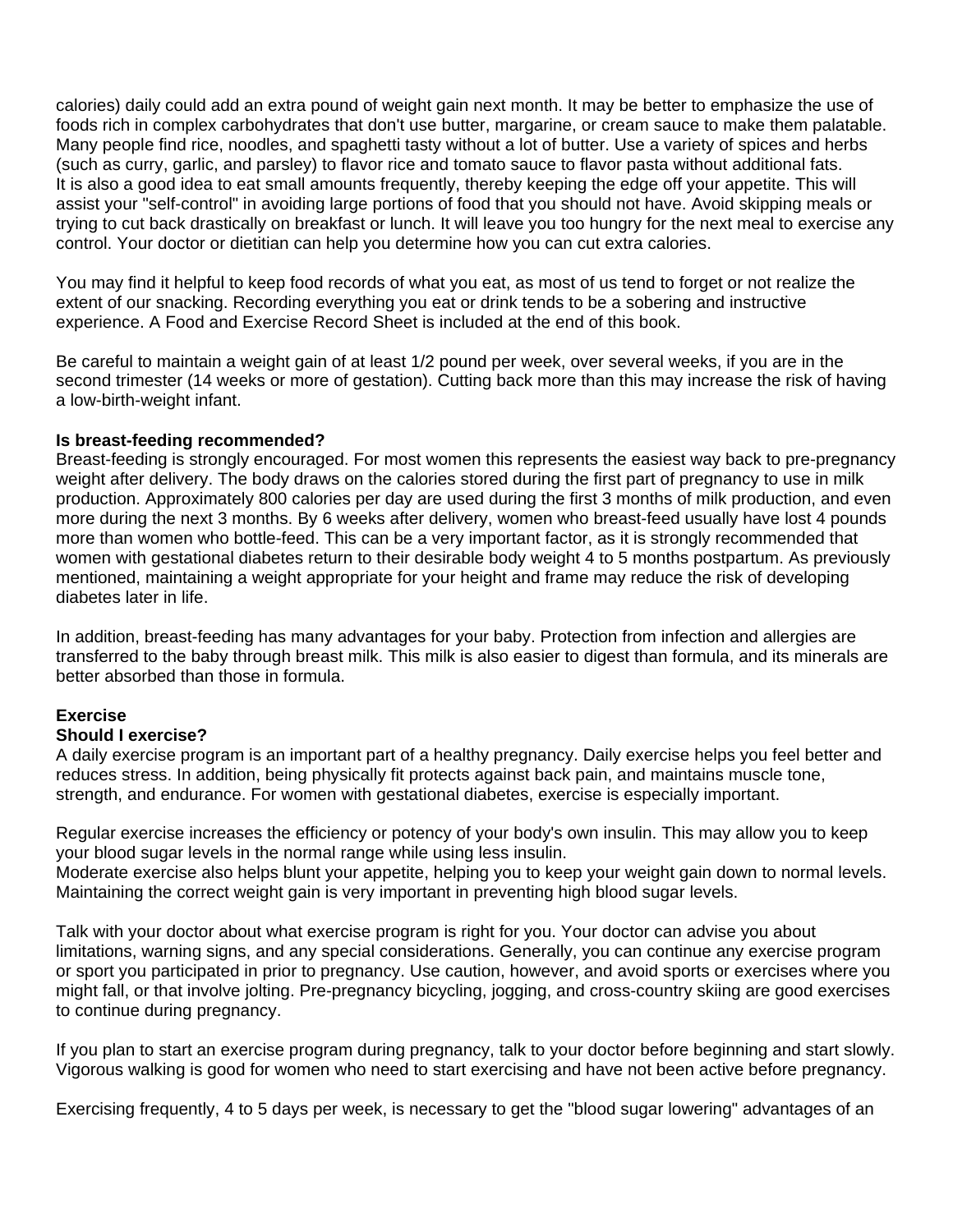calories) daily could add an extra pound of weight gain next month. It may be better to emphasize the use of foods rich in complex carbohydrates that don't use butter, margarine, or cream sauce to make them palatable. Many people find rice, noodles, and spaghetti tasty without a lot of butter. Use a variety of spices and herbs (such as curry, garlic, and parsley) to flavor rice and tomato sauce to flavor pasta without additional fats.
It is also a good idea to eat small amounts frequently, thereby keeping the edge off your appetite. This will assist your "self-control" in avoiding large portions of food that you should not have. Avoid skipping meals or trying to cut back drastically on breakfast or lunch. It will leave you too hungry for the next meal to exercise any control. Your doctor or dietitian can help you determine how you can cut extra calories.

You may find it helpful to keep food records of what you eat, as most of us tend to forget or not realize the extent of our snacking. Recording everything you eat or drink tends to be a sobering and instructive experience. A Food and Exercise Record Sheet is included at the end of this book.

Be careful to maintain a weight gain of at least 1/2 pound per week, over several weeks, if you are in the second trimester (14 weeks or more of gestation). Cutting back more than this may increase the risk of having a low-birth-weight infant.

**Is breast-feeding recommended?**
Breast-feeding is strongly encouraged. For most women this represents the easiest way back to pre-pregnancy weight after delivery. The body draws on the calories stored during the first part of pregnancy to use in milk production. Approximately 800 calories per day are used during the first 3 months of milk production, and even more during the next 3 months. By 6 weeks after delivery, women who breast-feed usually have lost 4 pounds more than women who bottle-feed. This can be a very important factor, as it is strongly recommended that women with gestational diabetes return to their desirable body weight 4 to 5 months postpartum. As previously mentioned, maintaining a weight appropriate for your height and frame may reduce the risk of developing diabetes later in life.

In addition, breast-feeding has many advantages for your baby. Protection from infection and allergies are transferred to the baby through breast milk. This milk is also easier to digest than formula, and its minerals are better absorbed than those in formula.

**Exercise**
**Should I exercise?**
A daily exercise program is an important part of a healthy pregnancy. Daily exercise helps you feel better and reduces stress. In addition, being physically fit protects against back pain, and maintains muscle tone, strength, and endurance. For women with gestational diabetes, exercise is especially important.

Regular exercise increases the efficiency or potency of your body's own insulin. This may allow you to keep your blood sugar levels in the normal range while using less insulin.
Moderate exercise also helps blunt your appetite, helping you to keep your weight gain down to normal levels. Maintaining the correct weight gain is very important in preventing high blood sugar levels.

Talk with your doctor about what exercise program is right for you. Your doctor can advise you about limitations, warning signs, and any special considerations. Generally, you can continue any exercise program or sport you participated in prior to pregnancy. Use caution, however, and avoid sports or exercises where you might fall, or that involve jolting. Pre-pregnancy bicycling, jogging, and cross-country skiing are good exercises to continue during pregnancy.

If you plan to start an exercise program during pregnancy, talk to your doctor before beginning and start slowly. Vigorous walking is good for women who need to start exercising and have not been active before pregnancy.

Exercising frequently, 4 to 5 days per week, is necessary to get the "blood sugar lowering" advantages of an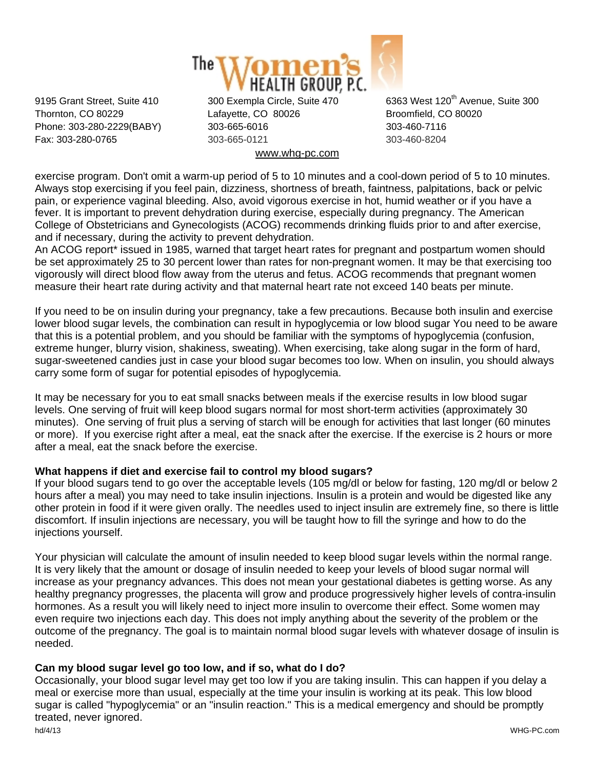exercise program. Don't omit a warm-up period of 5 to 10 minutes and a cool-down period of 5 to 10 minutes. Always stop exercising if you feel pain, dizziness, shortness of breath, faintness, palpitations, back or pelvic pain, or experience vaginal bleeding. Also, avoid vigorous exercise in hot, humid weather or if you have a fever. It is important to prevent dehydration during exercise, especially during pregnancy. The American College of Obstetricians and Gynecologists (ACOG) recommends drinking fluids prior to and after exercise, and if necessary, during the activity to prevent dehydration.
An ACOG report* issued in 1985, warned that target heart rates for pregnant and postpartum women should be set approximately 25 to 30 percent lower than rates for non-pregnant women. It may be that exercising too vigorously will direct blood flow away from the uterus and fetus. ACOG recommends that pregnant women measure their heart rate during activity and that maternal heart rate not exceed 140 beats per minute.

If you need to be on insulin during your pregnancy, take a few precautions. Because both insulin and exercise lower blood sugar levels, the combination can result in hypoglycemia or low blood sugar You need to be aware that this is a potential problem, and you should be familiar with the symptoms of hypoglycemia (confusion, extreme hunger, blurry vision, shakiness, sweating). When exercising, take along sugar in the form of hard, sugar-sweetened candies just in case your blood sugar becomes too low. When on insulin, you should always carry some form of sugar for potential episodes of hypoglycemia.

It may be necessary for you to eat small snacks between meals if the exercise results in low blood sugar levels. One serving of fruit will keep blood sugars normal for most short-term activities (approximately 30 minutes). One serving of fruit plus a serving of starch will be enough for activities that last longer (60 minutes or more). If you exercise right after a meal, eat the snack after the exercise. If the exercise is 2 hours or more after a meal, eat the snack before the exercise.

**What happens if diet and exercise fail to control my blood sugars?**

If your blood sugars tend to go over the acceptable levels (105 mg/dl or below for fasting, 120 mg/dl or below 2 hours after a meal) you may need to take insulin injections. Insulin is a protein and would be digested like any other protein in food if it were given orally. The needles used to inject insulin are extremely fine, so there is little discomfort. If insulin injections are necessary, you will be taught how to fill the syringe and how to do the injections yourself.

Your physician will calculate the amount of insulin needed to keep blood sugar levels within the normal range. It is very likely that the amount or dosage of insulin needed to keep your levels of blood sugar normal will increase as your pregnancy advances. This does not mean your gestational diabetes is getting worse. As any healthy pregnancy progresses, the placenta will grow and produce progressively higher levels of contra-insulin hormones. As a result you will likely need to inject more insulin to overcome their effect. Some women may even require two injections each day. This does not imply anything about the severity of the problem or the outcome of the pregnancy. The goal is to maintain normal blood sugar levels with whatever dosage of insulin is needed.

**Can my blood sugar level go too low, and if so, what do I do?**

Occasionally, your blood sugar level may get too low if you are taking insulin. This can happen if you delay a meal or exercise more than usual, especially at the time your insulin is working at its peak. This low blood sugar is called "hypoglycemia" or an "insulin reaction." This is a medical emergency and should be promptly treated, never ignored.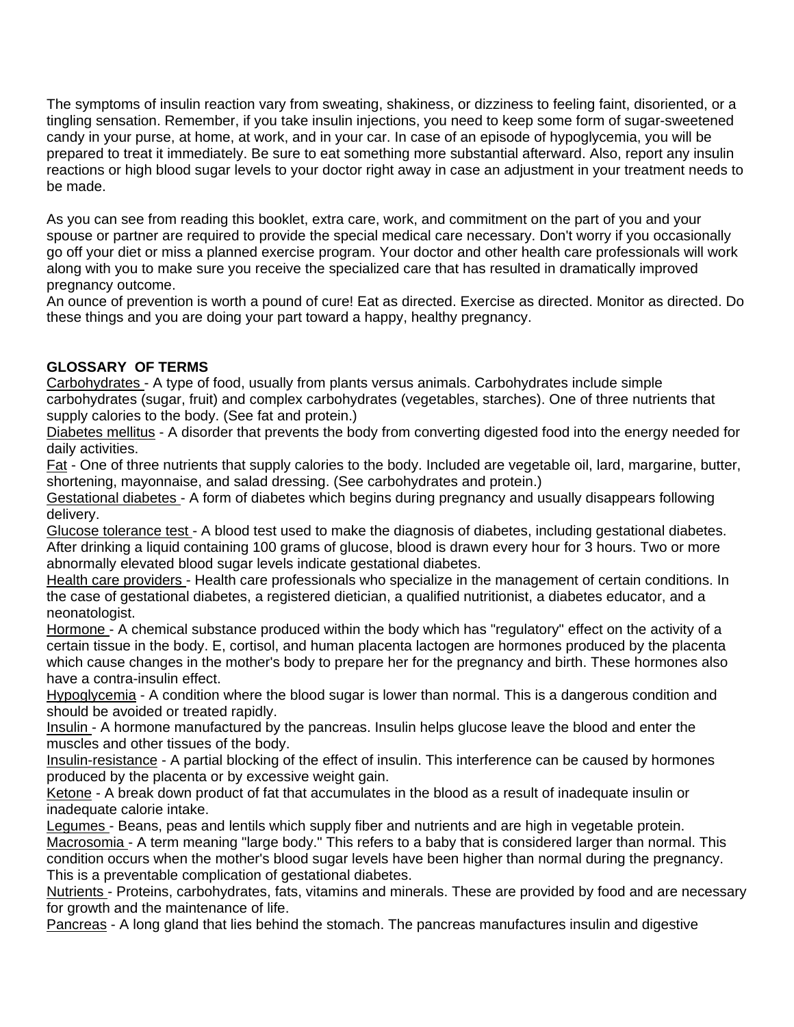The symptoms of insulin reaction vary from sweating, shakiness, or dizziness to feeling faint, disoriented, or a tingling sensation. Remember, if you take insulin injections, you need to keep some form of sugar-sweetened candy in your purse, at home, at work, and in your car. In case of an episode of hypoglycemia, you will be prepared to treat it immediately. Be sure to eat something more substantial afterward. Also, report any insulin reactions or high blood sugar levels to your doctor right away in case an adjustment in your treatment needs to be made.

As you can see from reading this booklet, extra care, work, and commitment on the part of you and your spouse or partner are required to provide the special medical care necessary. Don't worry if you occasionally go off your diet or miss a planned exercise program. Your doctor and other health care professionals will work along with you to make sure you receive the specialized care that has resulted in dramatically improved pregnancy outcome.

An ounce of prevention is worth a pound of cure! Eat as directed. Exercise as directed. Monitor as directed. Do these things and you are doing your part toward a happy, healthy pregnancy.

**GLOSSARY OF TERMS**

Carbohydrates - A type of food, usually from plants versus animals. Carbohydrates include simple carbohydrates (sugar, fruit) and complex carbohydrates (vegetables, starches). One of three nutrients that supply calories to the body. (See fat and protein.)

Diabetes mellitus - A disorder that prevents the body from converting digested food into the energy needed for daily activities.

Fat - One of three nutrients that supply calories to the body. Included are vegetable oil, lard, margarine, butter, shortening, mayonnaise, and salad dressing. (See carbohydrates and protein.)

Gestational diabetes - A form of diabetes which begins during pregnancy and usually disappears following delivery.

Glucose tolerance test - A blood test used to make the diagnosis of diabetes, including gestational diabetes. After drinking a liquid containing 100 grams of glucose, blood is drawn every hour for 3 hours. Two or more abnormally elevated blood sugar levels indicate gestational diabetes.

Health care providers - Health care professionals who specialize in the management of certain conditions. In the case of gestational diabetes, a registered dietician, a qualified nutritionist, a diabetes educator, and a neonatologist.

Hormone - A chemical substance produced within the body which has "regulatory" effect on the activity of a certain tissue in the body. E, cortisol, and human placenta lactogen are hormones produced by the placenta which cause changes in the mother's body to prepare her for the pregnancy and birth. These hormones also have a contra-insulin effect.

Hypoglycemia - A condition where the blood sugar is lower than normal. This is a dangerous condition and should be avoided or treated rapidly.

Insulin - A hormone manufactured by the pancreas. Insulin helps glucose leave the blood and enter the muscles and other tissues of the body.

Insulin-resistance - A partial blocking of the effect of insulin. This interference can be caused by hormones produced by the placenta or by excessive weight gain.

Ketone - A break down product of fat that accumulates in the blood as a result of inadequate insulin or inadequate calorie intake.

Legumes - Beans, peas and lentils which supply fiber and nutrients and are high in vegetable protein.

Macrosomia - A term meaning "large body." This refers to a baby that is considered larger than normal. This condition occurs when the mother's blood sugar levels have been higher than normal during the pregnancy. This is a preventable complication of gestational diabetes.

Nutrients - Proteins, carbohydrates, fats, vitamins and minerals. These are provided by food and are necessary for growth and the maintenance of life.

Pancreas - A long gland that lies behind the stomach. The pancreas manufactures insulin and digestive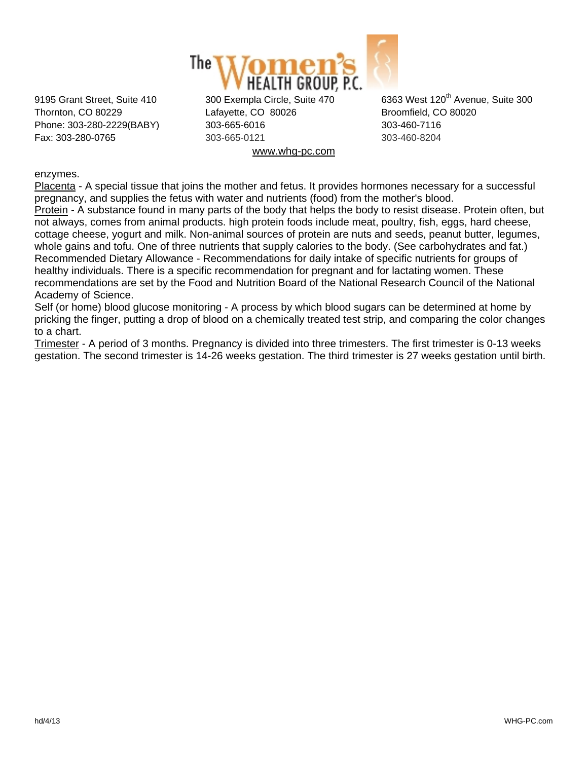enzymes.

Placenta - A special tissue that joins the mother and fetus. It provides hormones necessary for a successful pregnancy, and supplies the fetus with water and nutrients (food) from the mother's blood.

Protein - A substance found in many parts of the body that helps the body to resist disease. Protein often, but not always, comes from animal products. high protein foods include meat, poultry, fish, eggs, hard cheese, cottage cheese, yogurt and milk. Non-animal sources of protein are nuts and seeds, peanut butter, legumes, whole gains and tofu. One of three nutrients that supply calories to the body. (See carbohydrates and fat.)

Recommended Dietary Allowance - Recommendations for daily intake of specific nutrients for groups of healthy individuals. There is a specific recommendation for pregnant and for lactating women. These recommendations are set by the Food and Nutrition Board of the National Research Council of the National Academy of Science.

Self (or home) blood glucose monitoring - A process by which blood sugars can be determined at home by pricking the finger, putting a drop of blood on a chemically treated test strip, and comparing the color changes to a chart.

Trimester - A period of 3 months. Pregnancy is divided into three trimesters. The first trimester is 0-13 weeks gestation. The second trimester is 14-26 weeks gestation. The third trimester is 27 weeks gestation until birth.